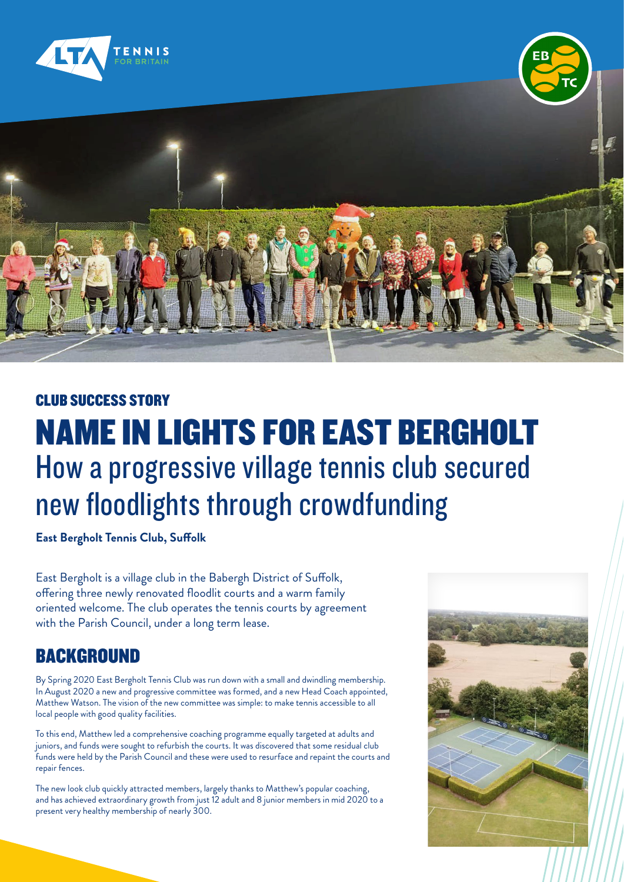CLUB SUCCESS STORY

# NAME IN LIGHTS FOR EAST BERGHOLT

## How a progressive village tennis club secured new floodlights through crowdfunding

**East Bergholt Tennis Club, Suffolk**

East Bergholt is a village club in the Babergh District of Suffolk, offering three newly renovated floodlit courts and a warm family oriented welcome. The club operates the tennis courts by agreement with the Parish Council, under a long term lease.

## BACKGROUND

By Spring 2020 East Bergholt Tennis Club was run down with a small and dwindling membership. In August 2020 a new and progressive committee was formed, and a new Head Coach appointed, Matthew Watson. The vision of the new committee was simple: to make tennis accessible to all local people with good quality facilities.

To this end, Matthew led a comprehensive coaching programme equally targeted at adults and juniors, and funds were sought to refurbish the courts. It was discovered that some residual club funds were held by the Parish Council and these were used to resurface and repaint the courts and repair fences.

The new look club quickly attracted members, largely thanks to Matthew's popular coaching, and has achieved extraordinary growth from just 12 adult and 8 junior members in mid 2020 to a present very healthy membership of nearly 300.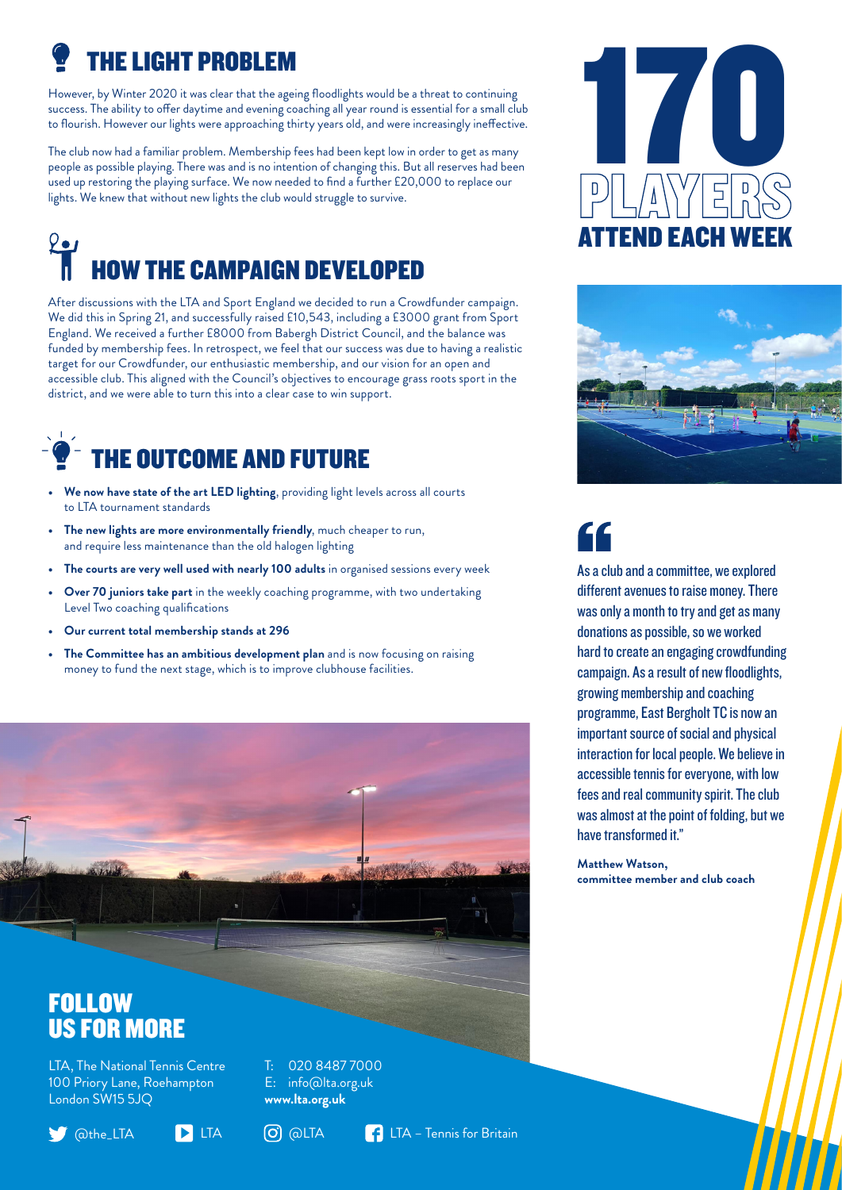## THE LIGHT PROBLEM

However, by Winter 2020 it was clear that the ageing floodlights would be a threat to continuing success. The ability to offer daytime and evening coaching all year round is essential for a small club to flourish. However our lights were approaching thirty years old, and were increasingly ineffective.

The club now had a familiar problem. Membership fees had been kept low in order to get as many people as possible playing. There was and is no intention of changing this. But all reserves had been used up restoring the playing surface. We now needed to find a further £20,000 to replace our lights. We knew that without new lights the club would struggle to survive.

## HOW THE CAMPAIGN DEVELOPED

After discussions with the LTA and Sport England we decided to run a Crowdfunder campaign. We did this in Spring 21, and successfully raised £10,543, including a £3000 grant from Sport England. We received a further £8000 from Babergh District Council, and the balance was funded by membership fees. In retrospect, we feel that our success was due to having a realistic target for our Crowdfunder, our enthusiastic membership, and our vision for an open and accessible club. This aligned with the Council's objectives to encourage grass roots sport in the district, and we were able to turn this into a clear case to win support.

## THE OUTCOME AND FUTURE

- **We now have state of the art LED lighting**, providing light levels across all courts to LTA tournament standards
- **The new lights are more environmentally friendly**, much cheaper to run, and require less maintenance than the old halogen lighting
- **The courts are very well used with nearly 100 adults** in organised sessions every week
- **Over 70 juniors take part** in the weekly coaching programme, with two undertaking Level Two coaching qualifications
- **Our current total membership stands at 296**
- **The Committee has an ambitious development plan** and is now focusing on raising money to fund the next stage, which is to improve clubhouse facilities.

# 170 PLAYERS ATTEND EACH WEEK

"As a club and a committee, we explored different avenues to raise money. There was only a month to try and get as many donations as possible, so we worked hard to create an engaging crowdfunding campaign. As a result of new floodlights, growing membership and coaching programme, East Bergholt TC is now an important source of social and physical interaction for local people. We believe in accessible tennis for everyone, with low fees and real community spirit. The club was almost at the point of folding, but we have transformed it."

**Matthew Watson, committee member and club coach**

## FOLLOW US FOR MORE

LTA, The National Tennis Centre
100 Priory Lane, Roehampton
London SW15 5JQ

T: 020 8487 7000
E: info@lta.org.uk
**www.lta.org.uk**

@the_LTA | LTA | @LTA | LTA – Tennis for Britain